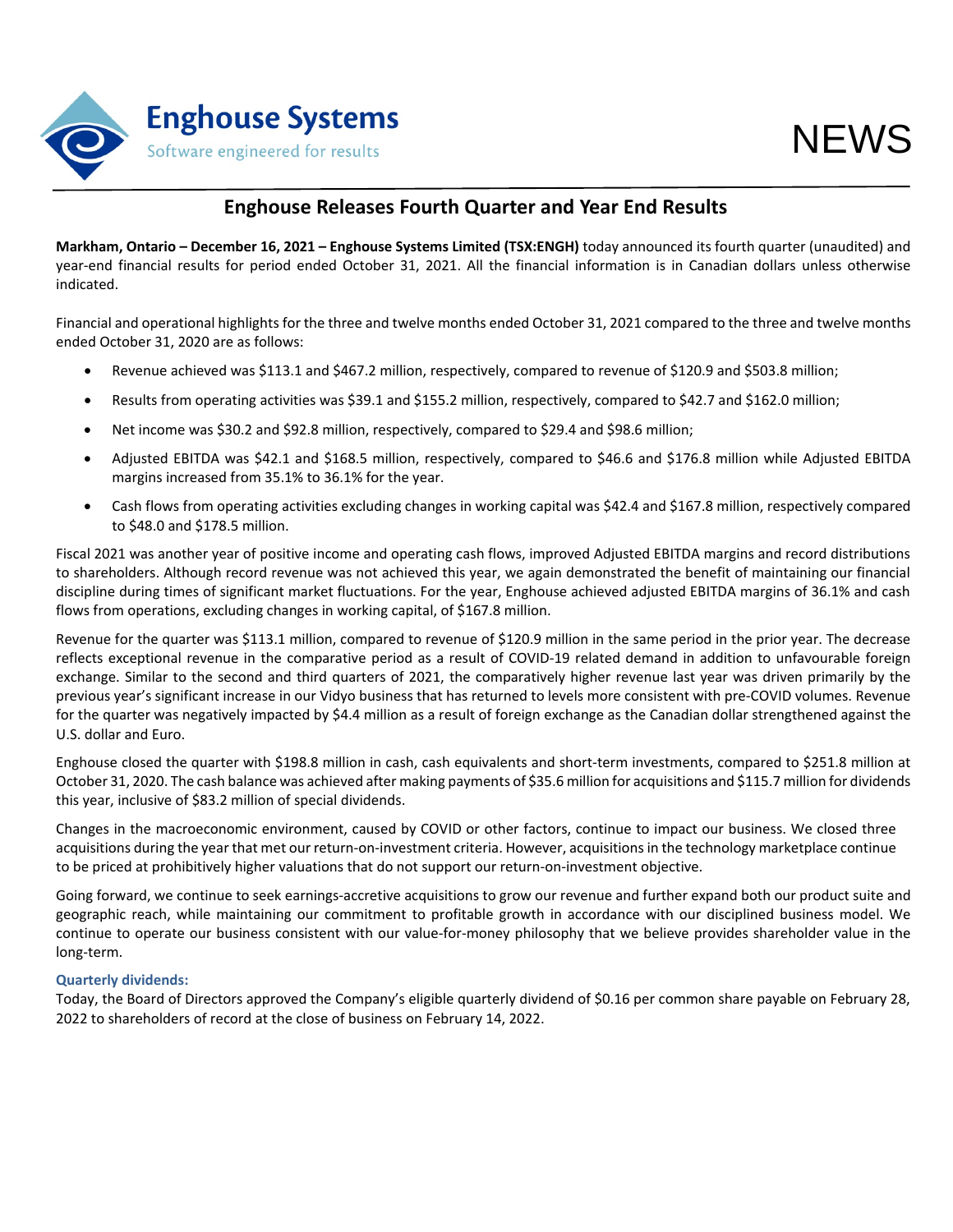Enghouse Systems

Software engineered for results

NEWS

# Enghouse Releases Fourth Quarter and Year End Results

**Markham, Ontario – December 16, 2021 – Enghouse Systems Limited (TSX:ENGH)** today announced its fourth quarter (unaudited) and year-end financial results for period ended October 31, 2021. All the financial information is in Canadian dollars unless otherwise indicated.

Financial and operational highlights for the three and twelve months ended October 31, 2021 compared to the three and twelve months ended October 31, 2020 are as follows:

- Revenue achieved was $113.1 and $467.2 million, respectively, compared to revenue of $120.9 and $503.8 million;
- Results from operating activities was $39.1 and $155.2 million, respectively, compared to $42.7 and $162.0 million;
- Net income was $30.2 and $92.8 million, respectively, compared to $29.4 and $98.6 million;
- Adjusted EBITDA was $42.1 and $168.5 million, respectively, compared to $46.6 and $176.8 million while Adjusted EBITDA margins increased from 35.1% to 36.1% for the year.
- Cash flows from operating activities excluding changes in working capital was $42.4 and $167.8 million, respectively compared to $48.0 and $178.5 million.

Fiscal 2021 was another year of positive income and operating cash flows, improved Adjusted EBITDA margins and record distributions to shareholders. Although record revenue was not achieved this year, we again demonstrated the benefit of maintaining our financial discipline during times of significant market fluctuations. For the year, Enghouse achieved adjusted EBITDA margins of 36.1% and cash flows from operations, excluding changes in working capital, of $167.8 million.

Revenue for the quarter was $113.1 million, compared to revenue of $120.9 million in the same period in the prior year. The decrease reflects exceptional revenue in the comparative period as a result of COVID-19 related demand in addition to unfavourable foreign exchange. Similar to the second and third quarters of 2021, the comparatively higher revenue last year was driven primarily by the previous year's significant increase in our Vidyo business that has returned to levels more consistent with pre-COVID volumes. Revenue for the quarter was negatively impacted by $4.4 million as a result of foreign exchange as the Canadian dollar strengthened against the U.S. dollar and Euro.

Enghouse closed the quarter with $198.8 million in cash, cash equivalents and short-term investments, compared to $251.8 million at October 31, 2020. The cash balance was achieved after making payments of $35.6 million for acquisitions and $115.7 million for dividends this year, inclusive of $83.2 million of special dividends.

Changes in the macroeconomic environment, caused by COVID or other factors, continue to impact our business. We closed three acquisitions during the year that met our return-on-investment criteria. However, acquisitions in the technology marketplace continue to be priced at prohibitively higher valuations that do not support our return-on-investment objective.

Going forward, we continue to seek earnings-accretive acquisitions to grow our revenue and further expand both our product suite and geographic reach, while maintaining our commitment to profitable growth in accordance with our disciplined business model. We continue to operate our business consistent with our value-for-money philosophy that we believe provides shareholder value in the long-term.

### Quarterly dividends:

Today, the Board of Directors approved the Company's eligible quarterly dividend of $0.16 per common share payable on February 28, 2022 to shareholders of record at the close of business on February 14, 2022.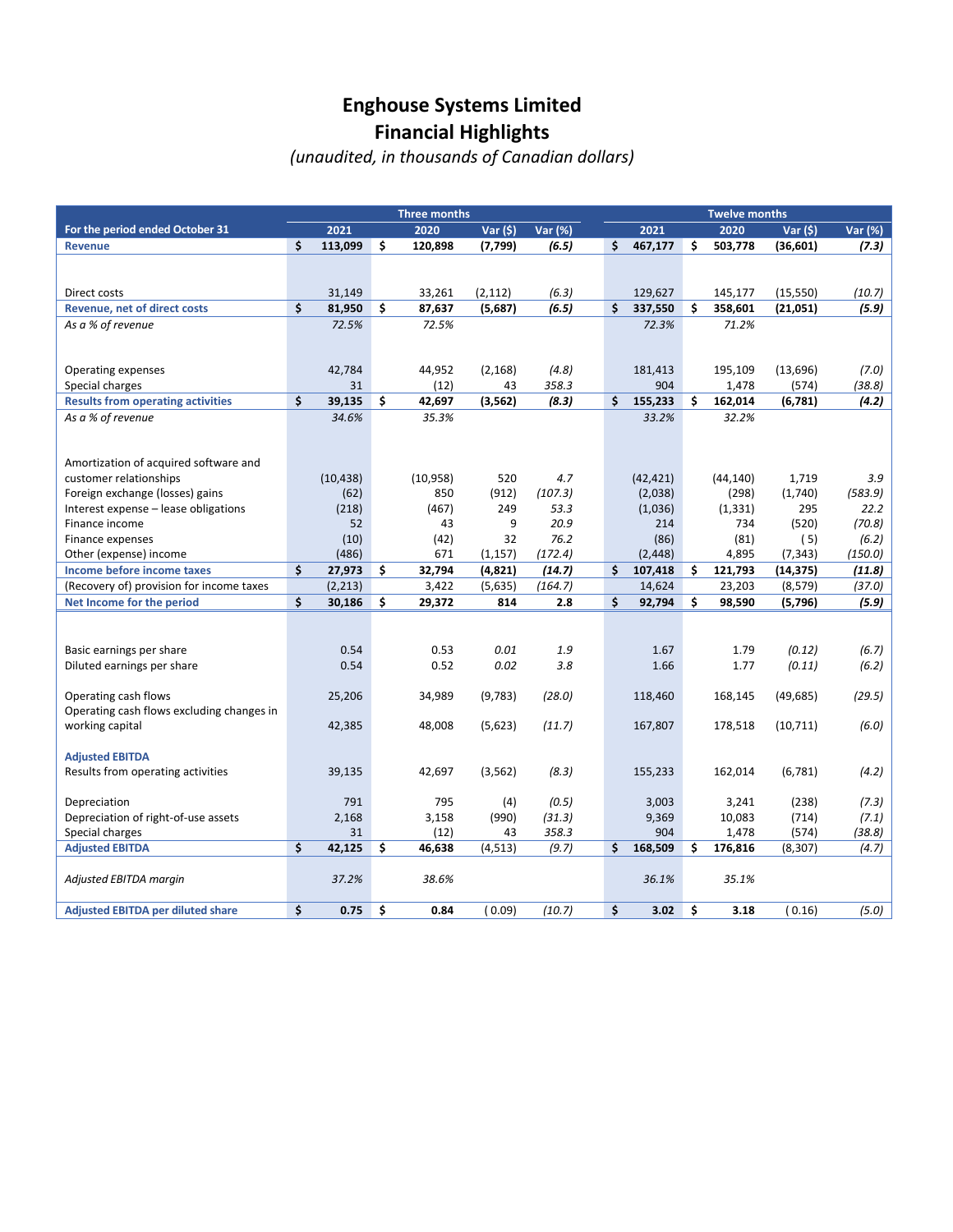# Enghouse Systems Limited
# Financial Highlights
*(unaudited, in thousands of Canadian dollars)*

| For the period ended October 31 | Three months 2021 | Three months 2020 | Three months Var ($) | Three months Var (%) | Twelve months 2021 | Twelve months 2020 | Twelve months Var ($) | Twelve months Var (%) |
|---|---|---|---|---|---|---|---|---|
| **Revenue** | **$ 113,099** | **$ 120,898** | **(7,799)** | ***(6.5)*** | **$ 467,177** | **$ 503,778** | **(36,601)** | ***(7.3)*** |
| Direct costs | 31,149 | 33,261 | (2,112) | *(6.3)* | 129,627 | 145,177 | (15,550) | *(10.7)* |
| **Revenue, net of direct costs** | **$ 81,950** | **$ 87,637** | **(5,687)** | ***(6.5)*** | **$ 337,550** | **$ 358,601** | **(21,051)** | ***(5.9)*** |
| *As a % of revenue* | *72.5%* | *72.5%* | | | *72.3%* | *71.2%* | | |
| Operating expenses | 42,784 | 44,952 | (2,168) | *(4.8)* | 181,413 | 195,109 | (13,696) | *(7.0)* |
| Special charges | 31 | (12) | 43 | *358.3* | 904 | 1,478 | (574) | *(38.8)* |
| **Results from operating activities** | **$ 39,135** | **$ 42,697** | **(3,562)** | ***(8.3)*** | **$ 155,233** | **$ 162,014** | **(6,781)** | ***(4.2)*** |
| *As a % of revenue* | *34.6%* | *35.3%* | | | *33.2%* | *32.2%* | | |
| Amortization of acquired software and customer relationships | (10,438) | (10,958) | 520 | *4.7* | (42,421) | (44,140) | 1,719 | *3.9* |
| Foreign exchange (losses) gains | (62) | 850 | (912) | *(107.3)* | (2,038) | (298) | (1,740) | *(583.9)* |
| Interest expense – lease obligations | (218) | (467) | 249 | *53.3* | (1,036) | (1,331) | 295 | *22.2* |
| Finance income | 52 | 43 | 9 | *20.9* | 214 | 734 | (520) | *(70.8)* |
| Finance expenses | (10) | (42) | 32 | *76.2* | (86) | (81) | (5) | *(6.2)* |
| Other (expense) income | (486) | 671 | (1,157) | *(172.4)* | (2,448) | 4,895 | (7,343) | *(150.0)* |
| **Income before income taxes** | **$ 27,973** | **$ 32,794** | **(4,821)** | ***(14.7)*** | **$ 107,418** | **$ 121,793** | **(14,375)** | ***(11.8)*** |
| (Recovery of) provision for income taxes | (2,213) | 3,422 | (5,635) | *(164.7)* | 14,624 | 23,203 | (8,579) | *(37.0)* |
| **Net Income for the period** | **$ 30,186** | **$ 29,372** | **814** | **2.8** | **$ 92,794** | **$ 98,590** | **(5,796)** | ***(5.9)*** |
| Basic earnings per share | 0.54 | 0.53 | *0.01* | *1.9* | 1.67 | 1.79 | *(0.12)* | *(6.7)* |
| Diluted earnings per share | 0.54 | 0.52 | *0.02* | *3.8* | 1.66 | 1.77 | *(0.11)* | *(6.2)* |
| Operating cash flows | 25,206 | 34,989 | (9,783) | *(28.0)* | 118,460 | 168,145 | (49,685) | *(29.5)* |
| Operating cash flows excluding changes in working capital | 42,385 | 48,008 | (5,623) | *(11.7)* | 167,807 | 178,518 | (10,711) | *(6.0)* |
| **Adjusted EBITDA** | | | | | | | | |
| Results from operating activities | 39,135 | 42,697 | (3,562) | *(8.3)* | 155,233 | 162,014 | (6,781) | *(4.2)* |
| Depreciation | 791 | 795 | (4) | *(0.5)* | 3,003 | 3,241 | (238) | *(7.3)* |
| Depreciation of right-of-use assets | 2,168 | 3,158 | (990) | *(31.3)* | 9,369 | 10,083 | (714) | *(7.1)* |
| Special charges | 31 | (12) | 43 | *358.3* | 904 | 1,478 | (574) | *(38.8)* |
| **Adjusted EBITDA** | **$ 42,125** | **$ 46,638** | (4,513) | *(9.7)* | **$ 168,509** | **$ 176,816** | (8,307) | *(4.7)* |
| *Adjusted EBITDA margin* | *37.2%* | *38.6%* | | | *36.1%* | *35.1%* | | |
| **Adjusted EBITDA per diluted share** | **$ 0.75** | **$ 0.84** | (0.09) | *(10.7)* | **$ 3.02** | **$ 3.18** | (0.16) | *(5.0)* |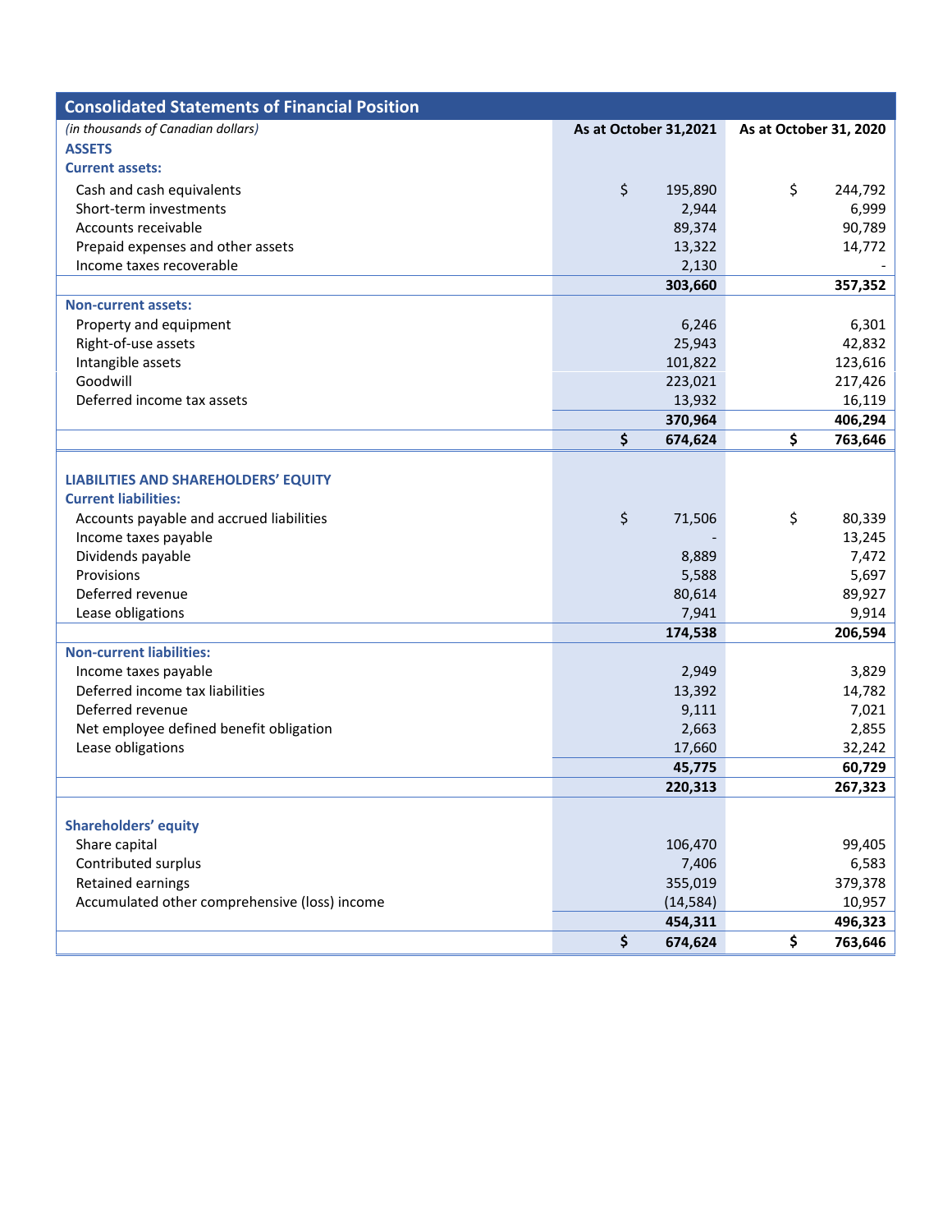## Consolidated Statements of Financial Position

| *(in thousands of Canadian dollars)* | As at October 31,2021 | As at October 31, 2020 |
|---|---|---|
| **ASSETS** | | |
| **Current assets:** | | |
| Cash and cash equivalents | $ 195,890 | $ 244,792 |
| Short-term investments | 2,944 | 6,999 |
| Accounts receivable | 89,374 | 90,789 |
| Prepaid expenses and other assets | 13,322 | 14,772 |
| Income taxes recoverable | 2,130 | - |
| | **303,660** | **357,352** |
| **Non-current assets:** | | |
| Property and equipment | 6,246 | 6,301 |
| Right-of-use assets | 25,943 | 42,832 |
| Intangible assets | 101,822 | 123,616 |
| Goodwill | 223,021 | 217,426 |
| Deferred income tax assets | 13,932 | 16,119 |
| | **370,964** | **406,294** |
| | **$ 674,624** | **$ 763,646** |
| | | |
| **LIABILITIES AND SHAREHOLDERS' EQUITY** | | |
| **Current liabilities:** | | |
| Accounts payable and accrued liabilities | $ 71,506 | $ 80,339 |
| Income taxes payable | - | 13,245 |
| Dividends payable | 8,889 | 7,472 |
| Provisions | 5,588 | 5,697 |
| Deferred revenue | 80,614 | 89,927 |
| Lease obligations | 7,941 | 9,914 |
| | **174,538** | **206,594** |
| **Non-current liabilities:** | | |
| Income taxes payable | 2,949 | 3,829 |
| Deferred income tax liabilities | 13,392 | 14,782 |
| Deferred revenue | 9,111 | 7,021 |
| Net employee defined benefit obligation | 2,663 | 2,855 |
| Lease obligations | 17,660 | 32,242 |
| | **45,775** | **60,729** |
| | **220,313** | **267,323** |
| | | |
| **Shareholders' equity** | | |
| Share capital | 106,470 | 99,405 |
| Contributed surplus | 7,406 | 6,583 |
| Retained earnings | 355,019 | 379,378 |
| Accumulated other comprehensive (loss) income | (14,584) | 10,957 |
| | **454,311** | **496,323** |
| | **$ 674,624** | **$ 763,646** |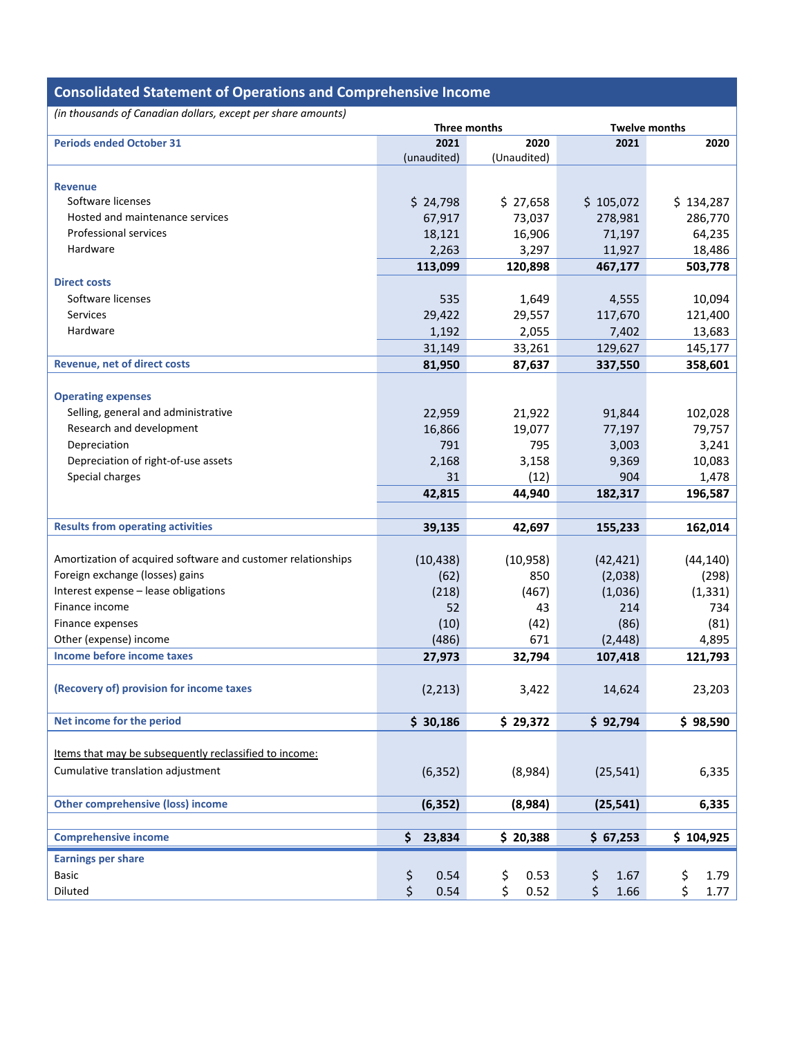## Consolidated Statement of Operations and Comprehensive Income

*(in thousands of Canadian dollars, except per share amounts)*

| | Three months | | Twelve months | |
|---|---|---|---|---|
| **Periods ended October 31** | **2021** (unaudited) | **2020** (Unaudited) | **2021** | **2020** |
| **Revenue** | | | | |
| Software licenses | $ 24,798 | $ 27,658 | $ 105,072 | $ 134,287 |
| Hosted and maintenance services | 67,917 | 73,037 | 278,981 | 286,770 |
| Professional services | 18,121 | 16,906 | 71,197 | 64,235 |
| Hardware | 2,263 | 3,297 | 11,927 | 18,486 |
| | **113,099** | **120,898** | **467,177** | **503,778** |
| **Direct costs** | | | | |
| Software licenses | 535 | 1,649 | 4,555 | 10,094 |
| Services | 29,422 | 29,557 | 117,670 | 121,400 |
| Hardware | 1,192 | 2,055 | 7,402 | 13,683 |
| | 31,149 | 33,261 | 129,627 | 145,177 |
| **Revenue, net of direct costs** | **81,950** | **87,637** | **337,550** | **358,601** |
| **Operating expenses** | | | | |
| Selling, general and administrative | 22,959 | 21,922 | 91,844 | 102,028 |
| Research and development | 16,866 | 19,077 | 77,197 | 79,757 |
| Depreciation | 791 | 795 | 3,003 | 3,241 |
| Depreciation of right-of-use assets | 2,168 | 3,158 | 9,369 | 10,083 |
| Special charges | 31 | (12) | 904 | 1,478 |
| | **42,815** | **44,940** | **182,317** | **196,587** |
| **Results from operating activities** | **39,135** | **42,697** | **155,233** | **162,014** |
| Amortization of acquired software and customer relationships | (10,438) | (10,958) | (42,421) | (44,140) |
| Foreign exchange (losses) gains | (62) | 850 | (2,038) | (298) |
| Interest expense – lease obligations | (218) | (467) | (1,036) | (1,331) |
| Finance income | 52 | 43 | 214 | 734 |
| Finance expenses | (10) | (42) | (86) | (81) |
| Other (expense) income | (486) | 671 | (2,448) | 4,895 |
| **Income before income taxes** | **27,973** | **32,794** | **107,418** | **121,793** |
| **(Recovery of) provision for income taxes** | (2,213) | 3,422 | 14,624 | 23,203 |
| **Net income for the period** | **$ 30,186** | **$ 29,372** | **$ 92,794** | **$ 98,590** |
| Items that may be subsequently reclassified to income: | | | | |
| Cumulative translation adjustment | (6,352) | (8,984) | (25,541) | 6,335 |
| **Other comprehensive (loss) income** | **(6,352)** | **(8,984)** | **(25,541)** | **6,335** |
| **Comprehensive income** | **$ 23,834** | **$ 20,388** | **$ 67,253** | **$ 104,925** |
| **Earnings per share** | | | | |
| Basic | $ 0.54 | $ 0.53 | $ 1.67 | $ 1.79 |
| Diluted | $ 0.54 | $ 0.52 | $ 1.66 | $ 1.77 |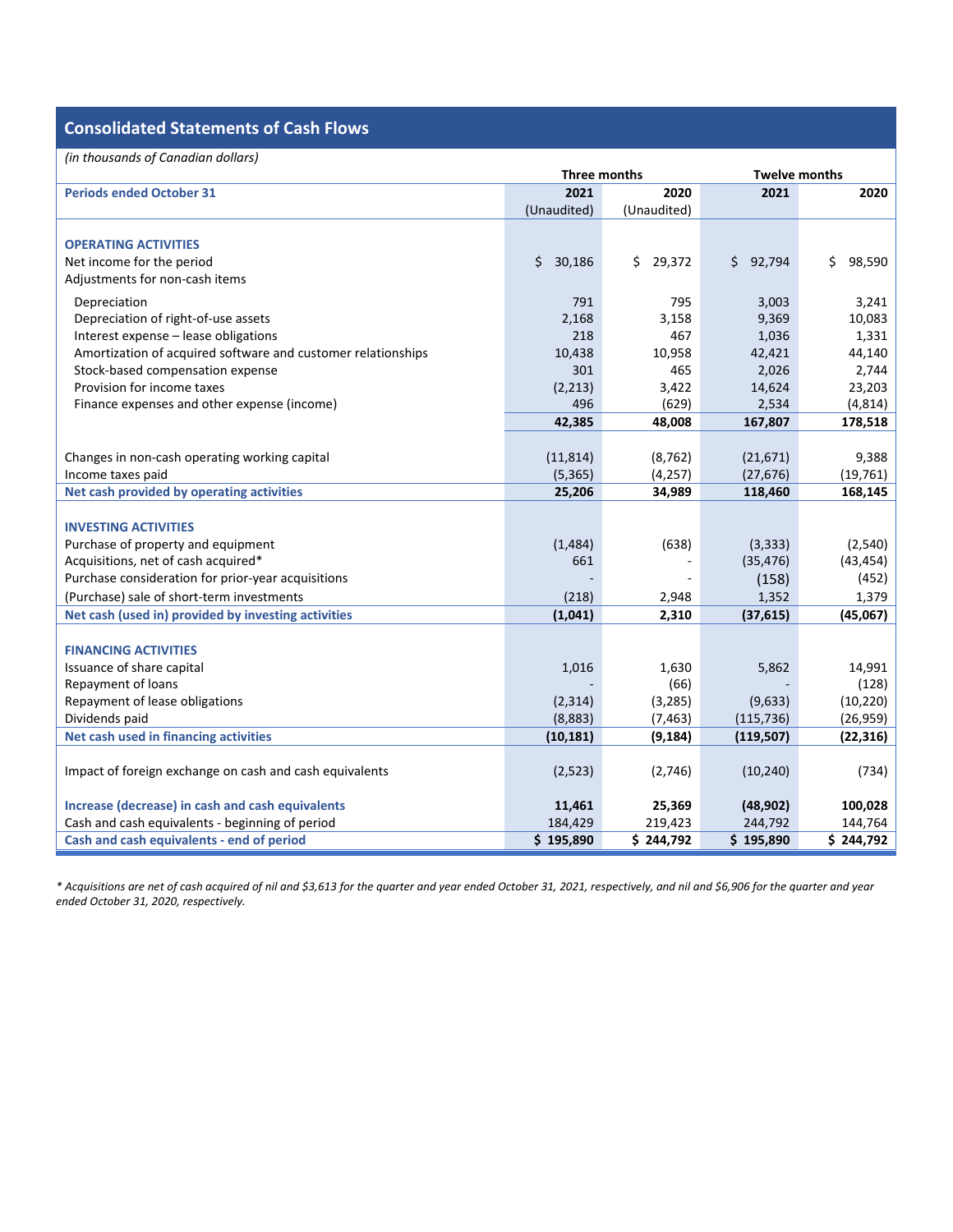## Consolidated Statements of Cash Flows

*(in thousands of Canadian dollars)*

| | Three months | | Twelve months | |
|---|---|---|---|---|
| **Periods ended October 31** | **2021** (Unaudited) | **2020** (Unaudited) | **2021** | **2020** |
| **OPERATING ACTIVITIES** | | | | |
| Net income for the period | $ 30,186 | $ 29,372 | $ 92,794 | $ 98,590 |
| Adjustments for non-cash items | | | | |
| Depreciation | 791 | 795 | 3,003 | 3,241 |
| Depreciation of right-of-use assets | 2,168 | 3,158 | 9,369 | 10,083 |
| Interest expense – lease obligations | 218 | 467 | 1,036 | 1,331 |
| Amortization of acquired software and customer relationships | 10,438 | 10,958 | 42,421 | 44,140 |
| Stock-based compensation expense | 301 | 465 | 2,026 | 2,744 |
| Provision for income taxes | (2,213) | 3,422 | 14,624 | 23,203 |
| Finance expenses and other expense (income) | 496 | (629) | 2,534 | (4,814) |
| | **42,385** | **48,008** | **167,807** | **178,518** |
| Changes in non-cash operating working capital | (11,814) | (8,762) | (21,671) | 9,388 |
| Income taxes paid | (5,365) | (4,257) | (27,676) | (19,761) |
| **Net cash provided by operating activities** | **25,206** | **34,989** | **118,460** | **168,145** |
| **INVESTING ACTIVITIES** | | | | |
| Purchase of property and equipment | (1,484) | (638) | (3,333) | (2,540) |
| Acquisitions, net of cash acquired* | 661 | - | (35,476) | (43,454) |
| Purchase consideration for prior-year acquisitions | - | - | (158) | (452) |
| (Purchase) sale of short-term investments | (218) | 2,948 | 1,352 | 1,379 |
| **Net cash (used in) provided by investing activities** | **(1,041)** | **2,310** | **(37,615)** | **(45,067)** |
| **FINANCING ACTIVITIES** | | | | |
| Issuance of share capital | 1,016 | 1,630 | 5,862 | 14,991 |
| Repayment of loans | - | (66) | - | (128) |
| Repayment of lease obligations | (2,314) | (3,285) | (9,633) | (10,220) |
| Dividends paid | (8,883) | (7,463) | (115,736) | (26,959) |
| **Net cash used in financing activities** | **(10,181)** | **(9,184)** | **(119,507)** | **(22,316)** |
| Impact of foreign exchange on cash and cash equivalents | (2,523) | (2,746) | (10,240) | (734) |
| **Increase (decrease) in cash and cash equivalents** | **11,461** | **25,369** | **(48,902)** | **100,028** |
| Cash and cash equivalents - beginning of period | 184,429 | 219,423 | 244,792 | 144,764 |
| **Cash and cash equivalents - end of period** | **$ 195,890** | **$ 244,792** | **$ 195,890** | **$ 244,792** |

*\* Acquisitions are net of cash acquired of nil and $3,613 for the quarter and year ended October 31, 2021, respectively, and nil and $6,906 for the quarter and year ended October 31, 2020, respectively.*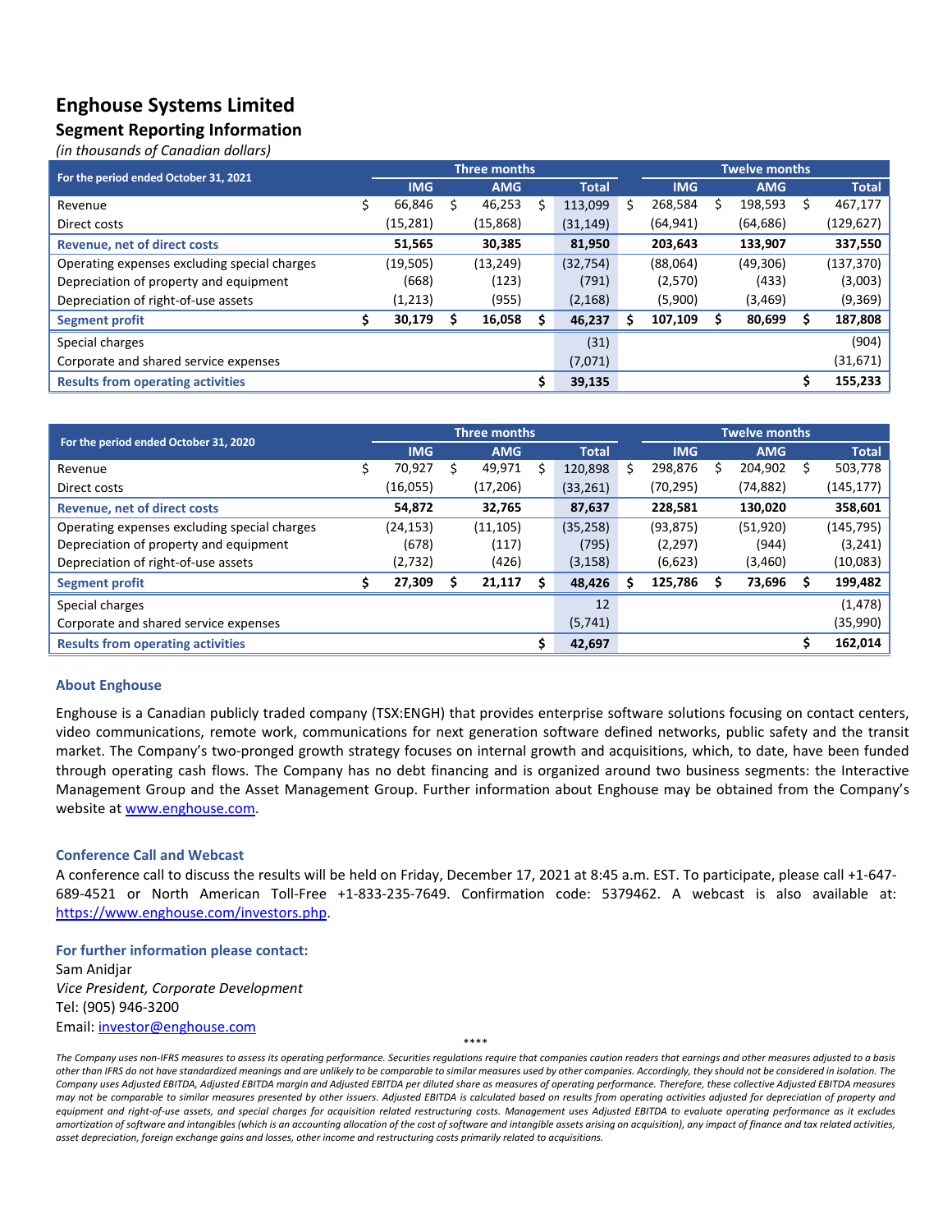# Enghouse Systems Limited

## Segment Reporting Information

*(in thousands of Canadian dollars)*

| For the period ended October 31, 2021 | Three months | | | Twelve months | | |
|---|---|---|---|---|---|---|
| | IMG | AMG | Total | IMG | AMG | Total |
| Revenue | $ 66,846 | $ 46,253 | $ 113,099 | $ 268,584 | $ 198,593 | $ 467,177 |
| Direct costs | (15,281) | (15,868) | (31,149) | (64,941) | (64,686) | (129,627) |
| **Revenue, net of direct costs** | **51,565** | **30,385** | **81,950** | **203,643** | **133,907** | **337,550** |
| Operating expenses excluding special charges | (19,505) | (13,249) | (32,754) | (88,064) | (49,306) | (137,370) |
| Depreciation of property and equipment | (668) | (123) | (791) | (2,570) | (433) | (3,003) |
| Depreciation of right-of-use assets | (1,213) | (955) | (2,168) | (5,900) | (3,469) | (9,369) |
| **Segment profit** | **$ 30,179** | **$ 16,058** | **$ 46,237** | **$ 107,109** | **$ 80,699** | **$ 187,808** |
| Special charges | | | (31) | | | (904) |
| Corporate and shared service expenses | | | (7,071) | | | (31,671) |
| **Results from operating activities** | | | **$ 39,135** | | | **$ 155,233** |

| For the period ended October 31, 2020 | Three months | | | Twelve months | | |
|---|---|---|---|---|---|---|
| | IMG | AMG | Total | IMG | AMG | Total |
| Revenue | $ 70,927 | $ 49,971 | $ 120,898 | $ 298,876 | $ 204,902 | $ 503,778 |
| Direct costs | (16,055) | (17,206) | (33,261) | (70,295) | (74,882) | (145,177) |
| **Revenue, net of direct costs** | **54,872** | **32,765** | **87,637** | **228,581** | **130,020** | **358,601** |
| Operating expenses excluding special charges | (24,153) | (11,105) | (35,258) | (93,875) | (51,920) | (145,795) |
| Depreciation of property and equipment | (678) | (117) | (795) | (2,297) | (944) | (3,241) |
| Depreciation of right-of-use assets | (2,732) | (426) | (3,158) | (6,623) | (3,460) | (10,083) |
| **Segment profit** | **$ 27,309** | **$ 21,117** | **$ 48,426** | **$ 125,786** | **$ 73,696** | **$ 199,482** |
| Special charges | | | 12 | | | (1,478) |
| Corporate and shared service expenses | | | (5,741) | | | (35,990) |
| **Results from operating activities** | | | **$ 42,697** | | | **$ 162,014** |

### About Enghouse

Enghouse is a Canadian publicly traded company (TSX:ENGH) that provides enterprise software solutions focusing on contact centers, video communications, remote work, communications for next generation software defined networks, public safety and the transit market. The Company's two-pronged growth strategy focuses on internal growth and acquisitions, which, to date, have been funded through operating cash flows. The Company has no debt financing and is organized around two business segments: the Interactive Management Group and the Asset Management Group. Further information about Enghouse may be obtained from the Company's website at www.enghouse.com.

### Conference Call and Webcast

A conference call to discuss the results will be held on Friday, December 17, 2021 at 8:45 a.m. EST. To participate, please call +1-647-689-4521 or North American Toll-Free +1-833-235-7649. Confirmation code: 5379462. A webcast is also available at: https://www.enghouse.com/investors.php.

### For further information please contact:

Sam Anidjar
*Vice President, Corporate Development*
Tel: (905) 946-3200
Email: investor@enghouse.com

****

*The Company uses non-IFRS measures to assess its operating performance. Securities regulations require that companies caution readers that earnings and other measures adjusted to a basis other than IFRS do not have standardized meanings and are unlikely to be comparable to similar measures used by other companies. Accordingly, they should not be considered in isolation. The Company uses Adjusted EBITDA, Adjusted EBITDA margin and Adjusted EBITDA per diluted share as measures of operating performance. Therefore, these collective Adjusted EBITDA measures may not be comparable to similar measures presented by other issuers. Adjusted EBITDA is calculated based on results from operating activities adjusted for depreciation of property and equipment and right-of-use assets, and special charges for acquisition related restructuring costs. Management uses Adjusted EBITDA to evaluate operating performance as it excludes amortization of software and intangibles (which is an accounting allocation of the cost of software and intangible assets arising on acquisition), any impact of finance and tax related activities, asset depreciation, foreign exchange gains and losses, other income and restructuring costs primarily related to acquisitions.*